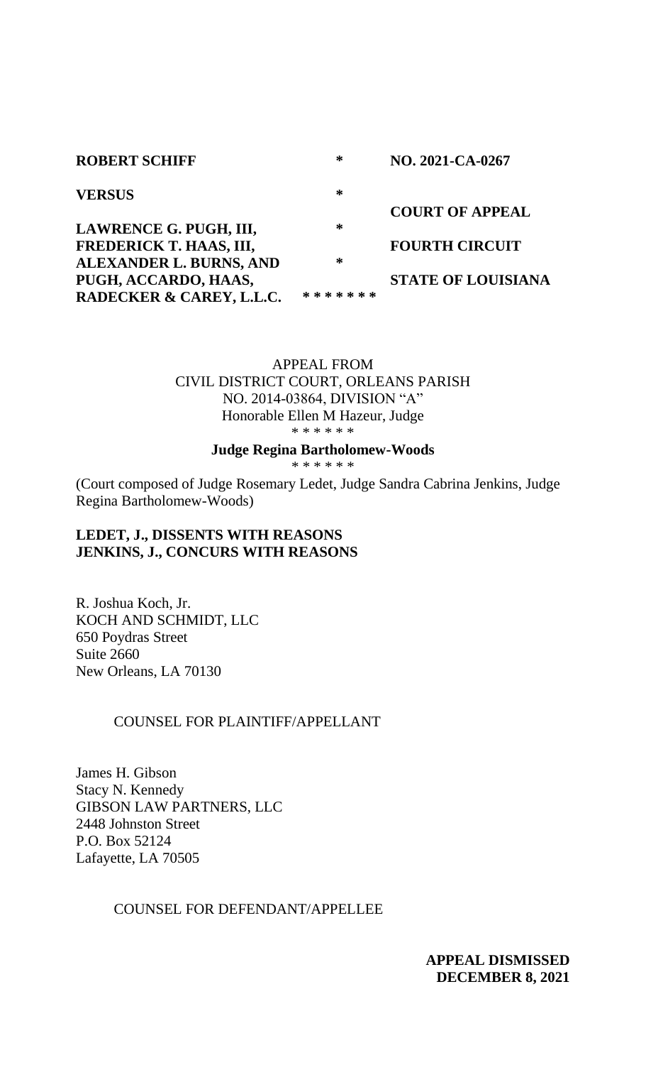| | | |
|---|---|---|
| **ROBERT SCHIFF** | * | **NO. 2021-CA-0267** |
| **VERSUS** | * | |
| | | **COURT OF APPEAL** |
| **LAWRENCE G. PUGH, III, FREDERICK T. HAAS, III, ALEXANDER L. BURNS, AND PUGH, ACCARDO, HAAS, RADECKER & CAREY, L.L.C.** | * * | **FOURTH CIRCUIT** **STATE OF LOUISIANA** |
| | * * * * * * * | |

APPEAL FROM
CIVIL DISTRICT COURT, ORLEANS PARISH
NO. 2014-03864, DIVISION "A"
Honorable Ellen M Hazeur, Judge
\* \* \* \* \* \*

**Judge Regina Bartholomew-Woods**
\* \* \* \* \* \*

(Court composed of Judge Rosemary Ledet, Judge Sandra Cabrina Jenkins, Judge Regina Bartholomew-Woods)

**LEDET, J., DISSENTS WITH REASONS**
**JENKINS, J., CONCURS WITH REASONS**

R. Joshua Koch, Jr.
KOCH AND SCHMIDT, LLC
650 Poydras Street
Suite 2660
New Orleans, LA 70130

COUNSEL FOR PLAINTIFF/APPELLANT

James H. Gibson
Stacy N. Kennedy
GIBSON LAW PARTNERS, LLC
2448 Johnston Street
P.O. Box 52124
Lafayette, LA 70505

COUNSEL FOR DEFENDANT/APPELLEE

**APPEAL DISMISSED**
**DECEMBER 8, 2021**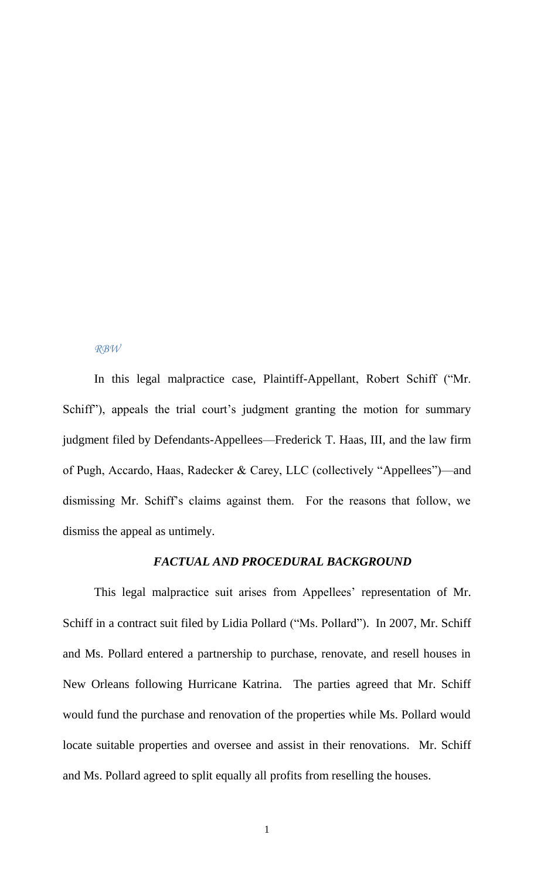*RBW*

In this legal malpractice case, Plaintiff-Appellant, Robert Schiff ("Mr. Schiff"), appeals the trial court's judgment granting the motion for summary judgment filed by Defendants-Appellees—Frederick T. Haas, III, and the law firm of Pugh, Accardo, Haas, Radecker & Carey, LLC (collectively "Appellees")—and dismissing Mr. Schiff's claims against them. For the reasons that follow, we dismiss the appeal as untimely.

## *FACTUAL AND PROCEDURAL BACKGROUND*

This legal malpractice suit arises from Appellees' representation of Mr. Schiff in a contract suit filed by Lidia Pollard ("Ms. Pollard"). In 2007, Mr. Schiff and Ms. Pollard entered a partnership to purchase, renovate, and resell houses in New Orleans following Hurricane Katrina. The parties agreed that Mr. Schiff would fund the purchase and renovation of the properties while Ms. Pollard would locate suitable properties and oversee and assist in their renovations. Mr. Schiff and Ms. Pollard agreed to split equally all profits from reselling the houses.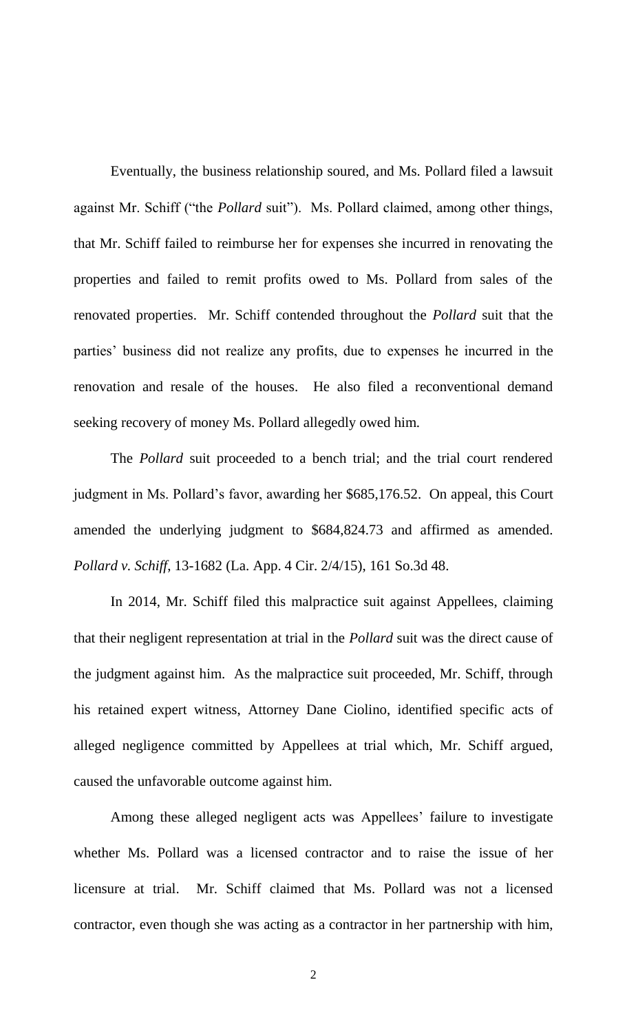Eventually, the business relationship soured, and Ms. Pollard filed a lawsuit against Mr. Schiff ("the *Pollard* suit"). Ms. Pollard claimed, among other things, that Mr. Schiff failed to reimburse her for expenses she incurred in renovating the properties and failed to remit profits owed to Ms. Pollard from sales of the renovated properties. Mr. Schiff contended throughout the *Pollard* suit that the parties' business did not realize any profits, due to expenses he incurred in the renovation and resale of the houses. He also filed a reconventional demand seeking recovery of money Ms. Pollard allegedly owed him.

The *Pollard* suit proceeded to a bench trial; and the trial court rendered judgment in Ms. Pollard's favor, awarding her $685,176.52. On appeal, this Court amended the underlying judgment to $684,824.73 and affirmed as amended. *Pollard v. Schiff*, 13-1682 (La. App. 4 Cir. 2/4/15), 161 So.3d 48.

In 2014, Mr. Schiff filed this malpractice suit against Appellees, claiming that their negligent representation at trial in the *Pollard* suit was the direct cause of the judgment against him. As the malpractice suit proceeded, Mr. Schiff, through his retained expert witness, Attorney Dane Ciolino, identified specific acts of alleged negligence committed by Appellees at trial which, Mr. Schiff argued, caused the unfavorable outcome against him.

Among these alleged negligent acts was Appellees' failure to investigate whether Ms. Pollard was a licensed contractor and to raise the issue of her licensure at trial. Mr. Schiff claimed that Ms. Pollard was not a licensed contractor, even though she was acting as a contractor in her partnership with him,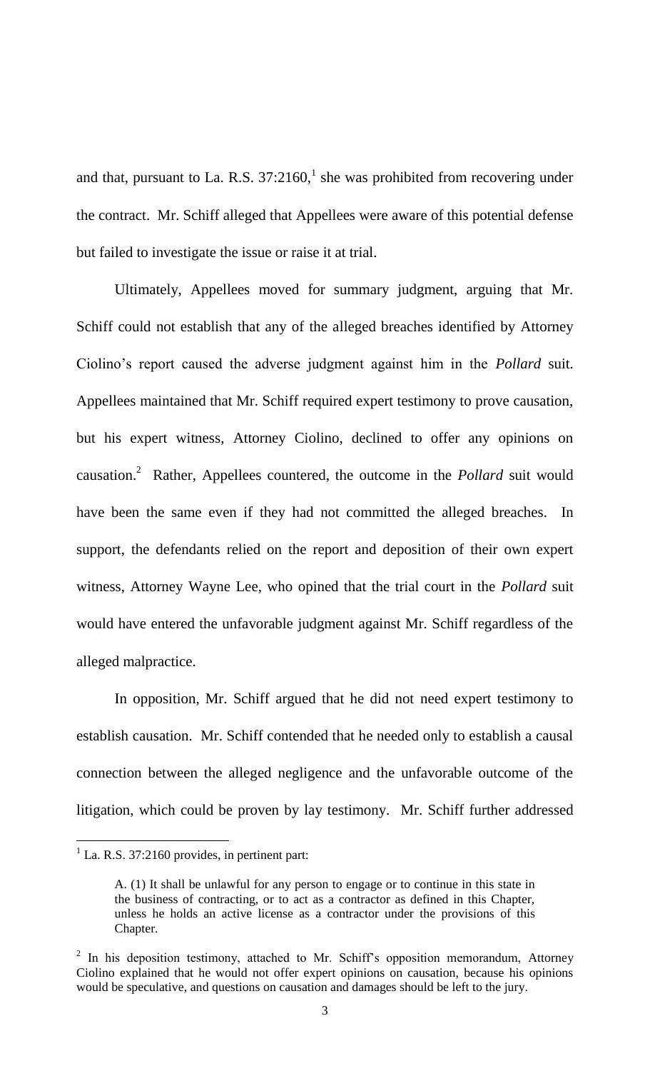and that, pursuant to La. R.S. 37:2160,[1] she was prohibited from recovering under the contract. Mr. Schiff alleged that Appellees were aware of this potential defense but failed to investigate the issue or raise it at trial.

Ultimately, Appellees moved for summary judgment, arguing that Mr. Schiff could not establish that any of the alleged breaches identified by Attorney Ciolino's report caused the adverse judgment against him in the *Pollard* suit. Appellees maintained that Mr. Schiff required expert testimony to prove causation, but his expert witness, Attorney Ciolino, declined to offer any opinions on causation.[2] Rather, Appellees countered, the outcome in the *Pollard* suit would have been the same even if they had not committed the alleged breaches. In support, the defendants relied on the report and deposition of their own expert witness, Attorney Wayne Lee, who opined that the trial court in the *Pollard* suit would have entered the unfavorable judgment against Mr. Schiff regardless of the alleged malpractice.

In opposition, Mr. Schiff argued that he did not need expert testimony to establish causation. Mr. Schiff contended that he needed only to establish a causal connection between the alleged negligence and the unfavorable outcome of the litigation, which could be proven by lay testimony. Mr. Schiff further addressed

---

[1] La. R.S. 37:2160 provides, in pertinent part:

> A. (1) It shall be unlawful for any person to engage or to continue in this state in the business of contracting, or to act as a contractor as defined in this Chapter, unless he holds an active license as a contractor under the provisions of this Chapter.

[2] In his deposition testimony, attached to Mr. Schiff's opposition memorandum, Attorney Ciolino explained that he would not offer expert opinions on causation, because his opinions would be speculative, and questions on causation and damages should be left to the jury.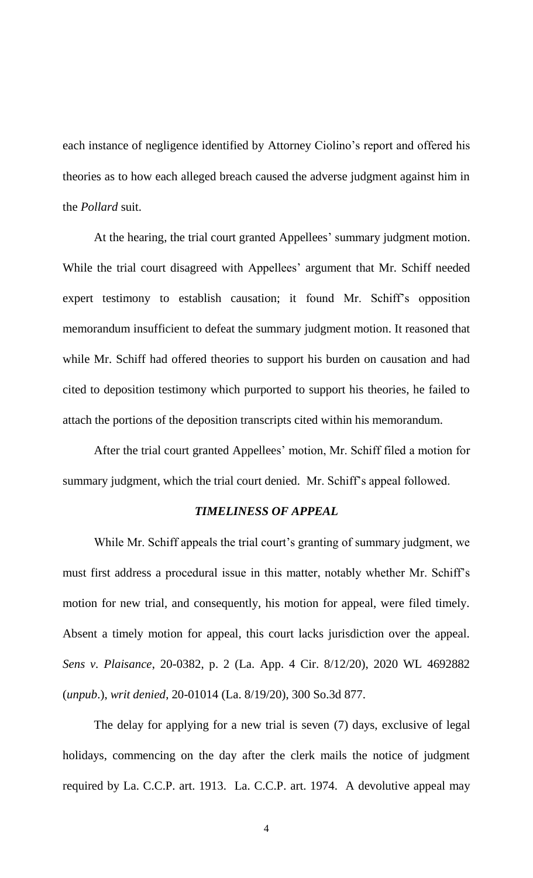each instance of negligence identified by Attorney Ciolino's report and offered his theories as to how each alleged breach caused the adverse judgment against him in the *Pollard* suit.

At the hearing, the trial court granted Appellees' summary judgment motion. While the trial court disagreed with Appellees' argument that Mr. Schiff needed expert testimony to establish causation; it found Mr. Schiff's opposition memorandum insufficient to defeat the summary judgment motion. It reasoned that while Mr. Schiff had offered theories to support his burden on causation and had cited to deposition testimony which purported to support his theories, he failed to attach the portions of the deposition transcripts cited within his memorandum.

After the trial court granted Appellees' motion, Mr. Schiff filed a motion for summary judgment, which the trial court denied. Mr. Schiff's appeal followed.

### *TIMELINESS OF APPEAL*

While Mr. Schiff appeals the trial court's granting of summary judgment, we must first address a procedural issue in this matter, notably whether Mr. Schiff's motion for new trial, and consequently, his motion for appeal, were filed timely. Absent a timely motion for appeal, this court lacks jurisdiction over the appeal. *Sens v. Plaisance*, 20-0382, p. 2 (La. App. 4 Cir. 8/12/20), 2020 WL 4692882 (*unpub*.), *writ denied*, 20-01014 (La. 8/19/20), 300 So.3d 877.

The delay for applying for a new trial is seven (7) days, exclusive of legal holidays, commencing on the day after the clerk mails the notice of judgment required by La. C.C.P. art. 1913. La. C.C.P. art. 1974. A devolutive appeal may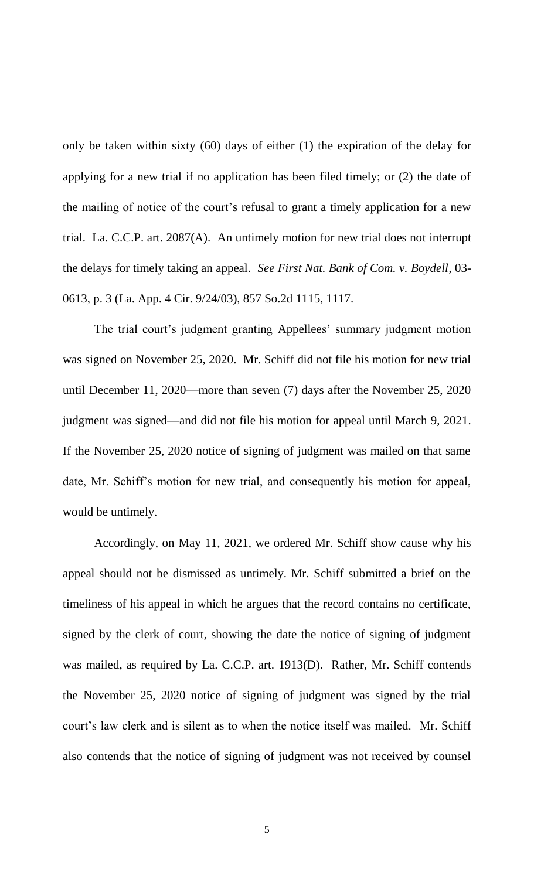only be taken within sixty (60) days of either (1) the expiration of the delay for applying for a new trial if no application has been filed timely; or (2) the date of the mailing of notice of the court's refusal to grant a timely application for a new trial. La. C.C.P. art. 2087(A). An untimely motion for new trial does not interrupt the delays for timely taking an appeal. *See First Nat. Bank of Com. v. Boydell*, 03-0613, p. 3 (La. App. 4 Cir. 9/24/03), 857 So.2d 1115, 1117.

The trial court's judgment granting Appellees' summary judgment motion was signed on November 25, 2020. Mr. Schiff did not file his motion for new trial until December 11, 2020—more than seven (7) days after the November 25, 2020 judgment was signed—and did not file his motion for appeal until March 9, 2021. If the November 25, 2020 notice of signing of judgment was mailed on that same date, Mr. Schiff's motion for new trial, and consequently his motion for appeal, would be untimely.

Accordingly, on May 11, 2021, we ordered Mr. Schiff show cause why his appeal should not be dismissed as untimely. Mr. Schiff submitted a brief on the timeliness of his appeal in which he argues that the record contains no certificate, signed by the clerk of court, showing the date the notice of signing of judgment was mailed, as required by La. C.C.P. art. 1913(D). Rather, Mr. Schiff contends the November 25, 2020 notice of signing of judgment was signed by the trial court's law clerk and is silent as to when the notice itself was mailed. Mr. Schiff also contends that the notice of signing of judgment was not received by counsel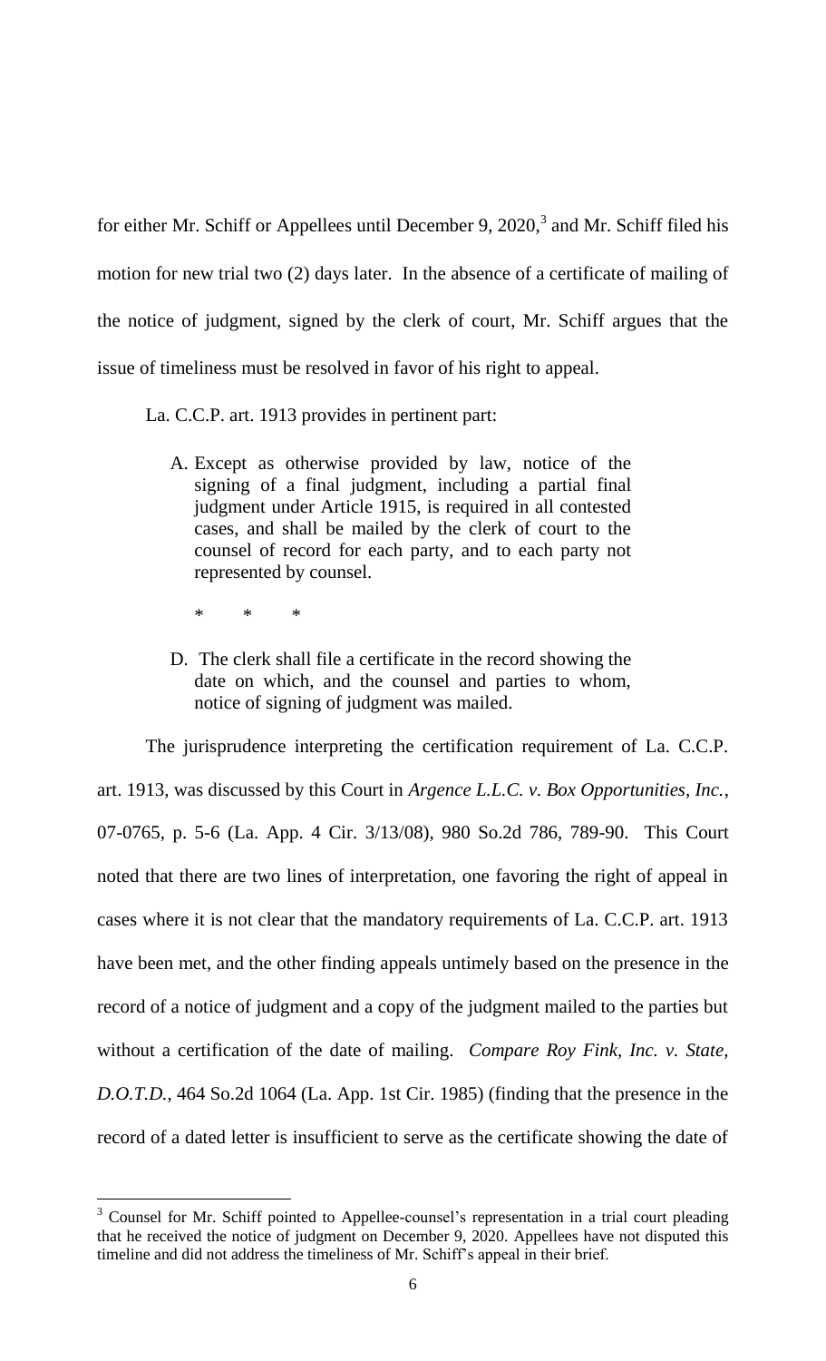for either Mr. Schiff or Appellees until December 9, 2020,[3] and Mr. Schiff filed his motion for new trial two (2) days later. In the absence of a certificate of mailing of the notice of judgment, signed by the clerk of court, Mr. Schiff argues that the issue of timeliness must be resolved in favor of his right to appeal.

La. C.C.P. art. 1913 provides in pertinent part:

> A. Except as otherwise provided by law, notice of the signing of a final judgment, including a partial final judgment under Article 1915, is required in all contested cases, and shall be mailed by the clerk of court to the counsel of record for each party, and to each party not represented by counsel.
>
> \* \* \*
>
> D. The clerk shall file a certificate in the record showing the date on which, and the counsel and parties to whom, notice of signing of judgment was mailed.

The jurisprudence interpreting the certification requirement of La. C.C.P. art. 1913, was discussed by this Court in *Argence L.L.C. v. Box Opportunities, Inc.*, 07-0765, p. 5-6 (La. App. 4 Cir. 3/13/08), 980 So.2d 786, 789-90. This Court noted that there are two lines of interpretation, one favoring the right of appeal in cases where it is not clear that the mandatory requirements of La. C.C.P. art. 1913 have been met, and the other finding appeals untimely based on the presence in the record of a notice of judgment and a copy of the judgment mailed to the parties but without a certification of the date of mailing. *Compare Roy Fink, Inc. v. State, D.O.T.D.*, 464 So.2d 1064 (La. App. 1st Cir. 1985) (finding that the presence in the record of a dated letter is insufficient to serve as the certificate showing the date of

---

[3] Counsel for Mr. Schiff pointed to Appellee-counsel's representation in a trial court pleading that he received the notice of judgment on December 9, 2020. Appellees have not disputed this timeline and did not address the timeliness of Mr. Schiff's appeal in their brief.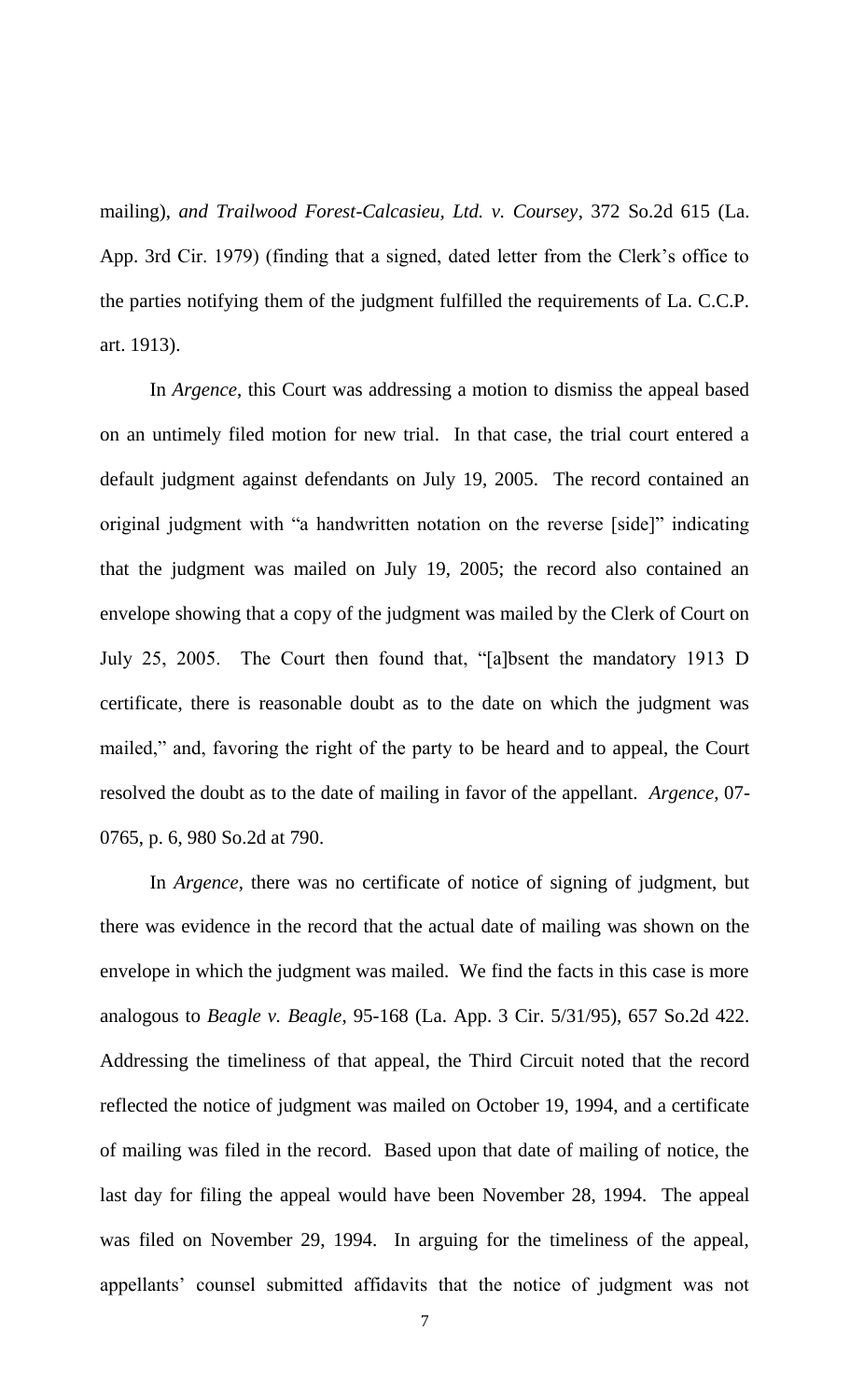mailing), *and Trailwood Forest-Calcasieu, Ltd. v. Coursey*, 372 So.2d 615 (La. App. 3rd Cir. 1979) (finding that a signed, dated letter from the Clerk's office to the parties notifying them of the judgment fulfilled the requirements of La. C.C.P. art. 1913).

In *Argence*, this Court was addressing a motion to dismiss the appeal based on an untimely filed motion for new trial. In that case, the trial court entered a default judgment against defendants on July 19, 2005. The record contained an original judgment with "a handwritten notation on the reverse [side]" indicating that the judgment was mailed on July 19, 2005; the record also contained an envelope showing that a copy of the judgment was mailed by the Clerk of Court on July 25, 2005. The Court then found that, "[a]bsent the mandatory 1913 D certificate, there is reasonable doubt as to the date on which the judgment was mailed," and, favoring the right of the party to be heard and to appeal, the Court resolved the doubt as to the date of mailing in favor of the appellant. *Argence*, 07-0765, p. 6, 980 So.2d at 790.

In *Argence*, there was no certificate of notice of signing of judgment, but there was evidence in the record that the actual date of mailing was shown on the envelope in which the judgment was mailed. We find the facts in this case is more analogous to *Beagle v. Beagle*, 95-168 (La. App. 3 Cir. 5/31/95), 657 So.2d 422. Addressing the timeliness of that appeal, the Third Circuit noted that the record reflected the notice of judgment was mailed on October 19, 1994, and a certificate of mailing was filed in the record. Based upon that date of mailing of notice, the last day for filing the appeal would have been November 28, 1994. The appeal was filed on November 29, 1994. In arguing for the timeliness of the appeal, appellants' counsel submitted affidavits that the notice of judgment was not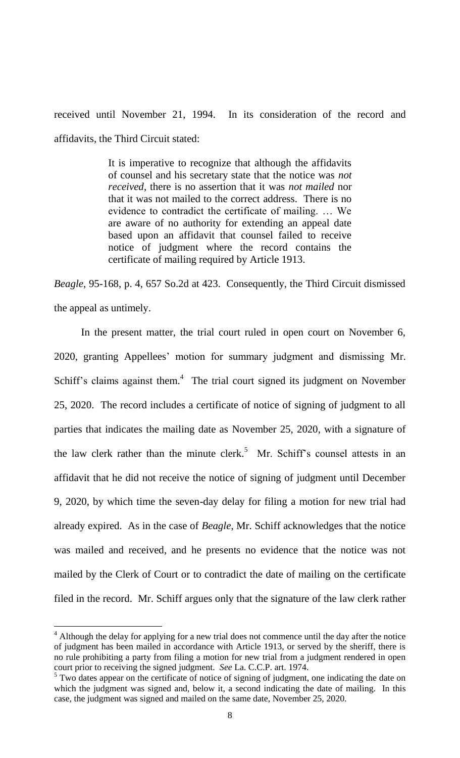received until November 21, 1994. In its consideration of the record and affidavits, the Third Circuit stated:

> It is imperative to recognize that although the affidavits of counsel and his secretary state that the notice was *not received*, there is no assertion that it was *not mailed* nor that it was not mailed to the correct address. There is no evidence to contradict the certificate of mailing. … We are aware of no authority for extending an appeal date based upon an affidavit that counsel failed to receive notice of judgment where the record contains the certificate of mailing required by Article 1913.

*Beagle*, 95-168, p. 4, 657 So.2d at 423. Consequently, the Third Circuit dismissed the appeal as untimely.

In the present matter, the trial court ruled in open court on November 6, 2020, granting Appellees' motion for summary judgment and dismissing Mr. Schiff's claims against them.[4] The trial court signed its judgment on November 25, 2020. The record includes a certificate of notice of signing of judgment to all parties that indicates the mailing date as November 25, 2020, with a signature of the law clerk rather than the minute clerk.[5] Mr. Schiff's counsel attests in an affidavit that he did not receive the notice of signing of judgment until December 9, 2020, by which time the seven-day delay for filing a motion for new trial had already expired. As in the case of *Beagle*, Mr. Schiff acknowledges that the notice was mailed and received, and he presents no evidence that the notice was not mailed by the Clerk of Court or to contradict the date of mailing on the certificate filed in the record. Mr. Schiff argues only that the signature of the law clerk rather

---

[4] Although the delay for applying for a new trial does not commence until the day after the notice of judgment has been mailed in accordance with Article 1913, or served by the sheriff, there is no rule prohibiting a party from filing a motion for new trial from a judgment rendered in open court prior to receiving the signed judgment. *See* La. C.C.P. art. 1974.

[5] Two dates appear on the certificate of notice of signing of judgment, one indicating the date on which the judgment was signed and, below it, a second indicating the date of mailing. In this case, the judgment was signed and mailed on the same date, November 25, 2020.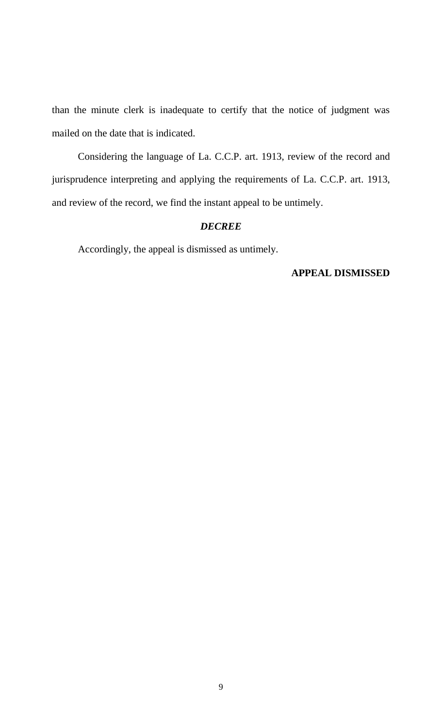than the minute clerk is inadequate to certify that the notice of judgment was mailed on the date that is indicated.

Considering the language of La. C.C.P. art. 1913, review of the record and jurisprudence interpreting and applying the requirements of La. C.C.P. art. 1913, and review of the record, we find the instant appeal to be untimely.

***DECREE***

Accordingly, the appeal is dismissed as untimely.

**APPEAL DISMISSED**